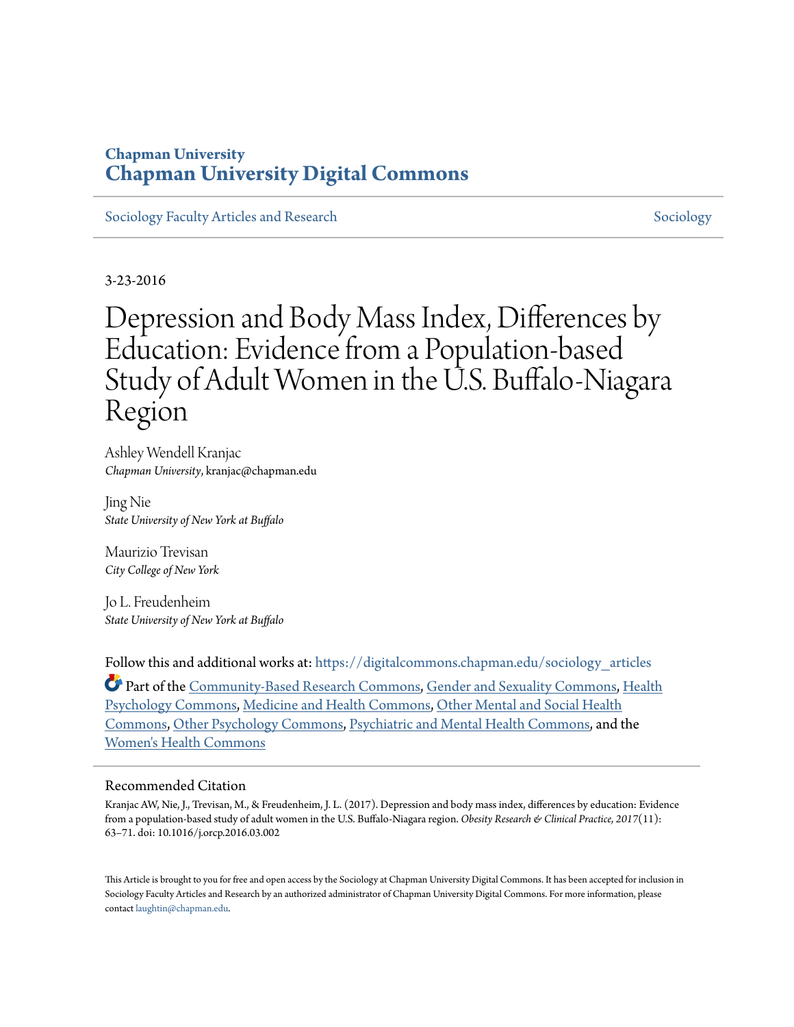Chapman University

# Chapman University Digital Commons

Sociology Faculty Articles and Research | Sociology

3-23-2016

# Depression and Body Mass Index, Differences by Education: Evidence from a Population-based Study of Adult Women in the U.S. Buffalo-Niagara Region

Ashley Wendell Kranjac
*Chapman University*, kranjac@chapman.edu

Jing Nie
*State University of New York at Buffalo*

Maurizio Trevisan
*City College of New York*

Jo L. Freudenheim
*State University of New York at Buffalo*

Follow this and additional works at: https://digitalcommons.chapman.edu/sociology_articles

Part of the Community-Based Research Commons, Gender and Sexuality Commons, Health Psychology Commons, Medicine and Health Commons, Other Mental and Social Health Commons, Other Psychology Commons, Psychiatric and Mental Health Commons, and the Women's Health Commons

## Recommended Citation

Kranjac AW, Nie, J., Trevisan, M., & Freudenheim, J. L. (2017). Depression and body mass index, differences by education: Evidence from a population-based study of adult women in the U.S. Buffalo-Niagara region. *Obesity Research & Clinical Practice, 2017*(11): 63–71. doi: 10.1016/j.orcp.2016.03.002

This Article is brought to you for free and open access by the Sociology at Chapman University Digital Commons. It has been accepted for inclusion in Sociology Faculty Articles and Research by an authorized administrator of Chapman University Digital Commons. For more information, please contact laughtin@chapman.edu.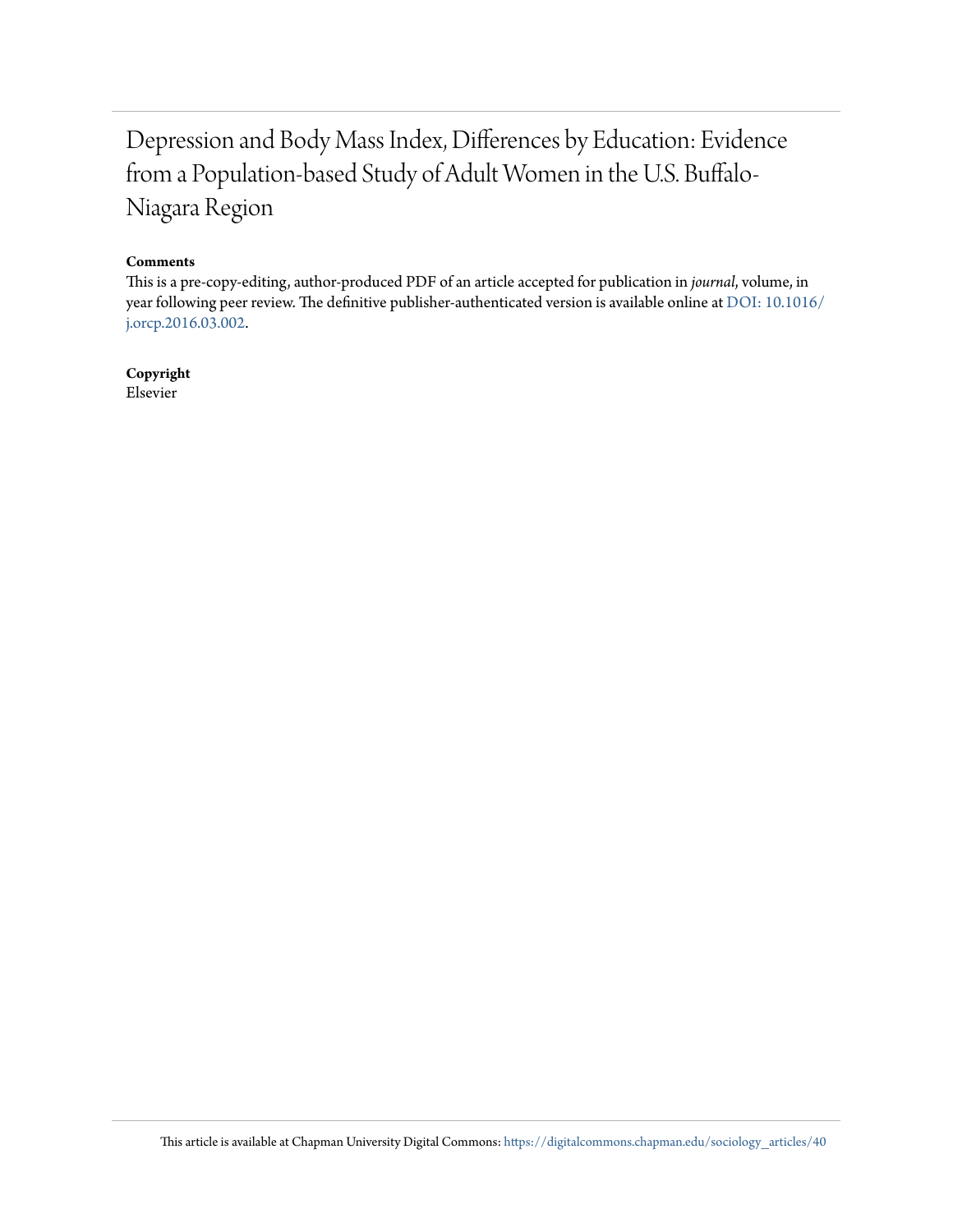# Depression and Body Mass Index, Differences by Education: Evidence from a Population-based Study of Adult Women in the U.S. Buffalo-Niagara Region

**Comments**

This is a pre-copy-editing, author-produced PDF of an article accepted for publication in *journal*, volume, in year following peer review. The definitive publisher-authenticated version is available online at DOI: 10.1016/j.orcp.2016.03.002.

**Copyright**

Elsevier

This article is available at Chapman University Digital Commons: https://digitalcommons.chapman.edu/sociology_articles/40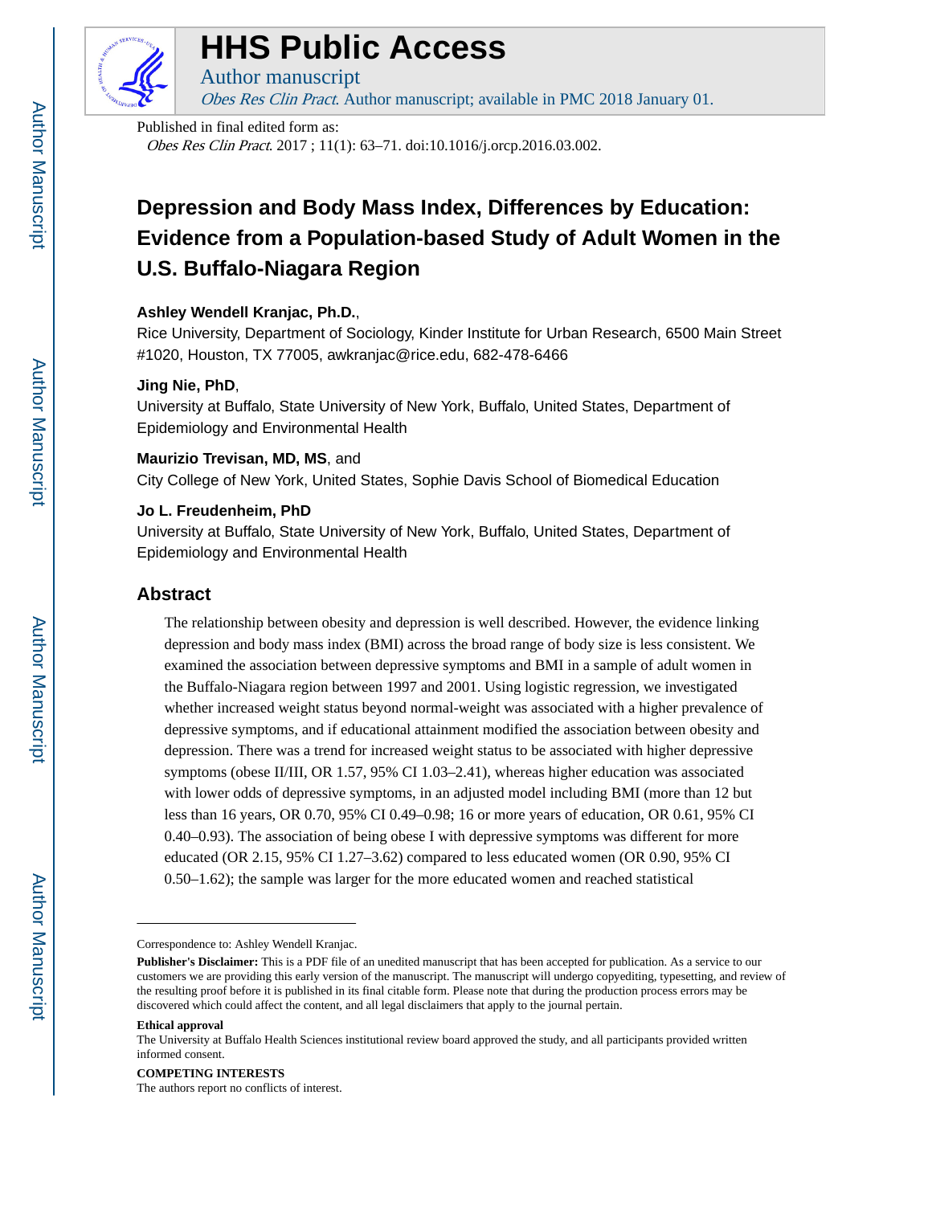# HHS Public Access

Author manuscript

*Obes Res Clin Pract*. Author manuscript; available in PMC 2018 January 01.

Published in final edited form as:

*Obes Res Clin Pract*. 2017 ; 11(1): 63–71. doi:10.1016/j.orcp.2016.03.002.

# Depression and Body Mass Index, Differences by Education: Evidence from a Population-based Study of Adult Women in the U.S. Buffalo-Niagara Region

**Ashley Wendell Kranjac, Ph.D.**,

Rice University, Department of Sociology, Kinder Institute for Urban Research, 6500 Main Street #1020, Houston, TX 77005, awkranjac@rice.edu, 682-478-6466

**Jing Nie, PhD**,

University at Buffalo, State University of New York, Buffalo, United States, Department of Epidemiology and Environmental Health

**Maurizio Trevisan, MD, MS**, and

City College of New York, United States, Sophie Davis School of Biomedical Education

**Jo L. Freudenheim, PhD**

University at Buffalo, State University of New York, Buffalo, United States, Department of Epidemiology and Environmental Health

## Abstract

The relationship between obesity and depression is well described. However, the evidence linking depression and body mass index (BMI) across the broad range of body size is less consistent. We examined the association between depressive symptoms and BMI in a sample of adult women in the Buffalo-Niagara region between 1997 and 2001. Using logistic regression, we investigated whether increased weight status beyond normal-weight was associated with a higher prevalence of depressive symptoms, and if educational attainment modified the association between obesity and depression. There was a trend for increased weight status to be associated with higher depressive symptoms (obese II/III, OR 1.57, 95% CI 1.03–2.41), whereas higher education was associated with lower odds of depressive symptoms, in an adjusted model including BMI (more than 12 but less than 16 years, OR 0.70, 95% CI 0.49–0.98; 16 or more years of education, OR 0.61, 95% CI 0.40–0.93). The association of being obese I with depressive symptoms was different for more educated (OR 2.15, 95% CI 1.27–3.62) compared to less educated women (OR 0.90, 95% CI 0.50–1.62); the sample was larger for the more educated women and reached statistical

---

Correspondence to: Ashley Wendell Kranjac.

**Publisher's Disclaimer:** This is a PDF file of an unedited manuscript that has been accepted for publication. As a service to our customers we are providing this early version of the manuscript. The manuscript will undergo copyediting, typesetting, and review of the resulting proof before it is published in its final citable form. Please note that during the production process errors may be discovered which could affect the content, and all legal disclaimers that apply to the journal pertain.

**Ethical approval**

The University at Buffalo Health Sciences institutional review board approved the study, and all participants provided written informed consent.

**COMPETING INTERESTS**

The authors report no conflicts of interest.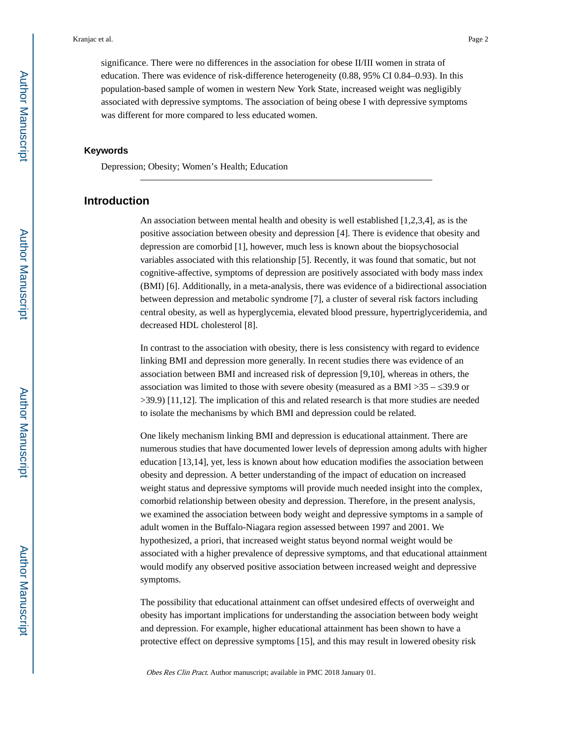significance. There were no differences in the association for obese II/III women in strata of education. There was evidence of risk-difference heterogeneity (0.88, 95% CI 0.84–0.93). In this population-based sample of women in western New York State, increased weight was negligibly associated with depressive symptoms. The association of being obese I with depressive symptoms was different for more compared to less educated women.

### Keywords

Depression; Obesity; Women's Health; Education

## Introduction

An association between mental health and obesity is well established [1,2,3,4], as is the positive association between obesity and depression [4]. There is evidence that obesity and depression are comorbid [1], however, much less is known about the biopsychosocial variables associated with this relationship [5]. Recently, it was found that somatic, but not cognitive-affective, symptoms of depression are positively associated with body mass index (BMI) [6]. Additionally, in a meta-analysis, there was evidence of a bidirectional association between depression and metabolic syndrome [7], a cluster of several risk factors including central obesity, as well as hyperglycemia, elevated blood pressure, hypertriglyceridemia, and decreased HDL cholesterol [8].

In contrast to the association with obesity, there is less consistency with regard to evidence linking BMI and depression more generally. In recent studies there was evidence of an association between BMI and increased risk of depression [9,10], whereas in others, the association was limited to those with severe obesity (measured as a BMI >35 – ≤39.9 or >39.9) [11,12]. The implication of this and related research is that more studies are needed to isolate the mechanisms by which BMI and depression could be related.

One likely mechanism linking BMI and depression is educational attainment. There are numerous studies that have documented lower levels of depression among adults with higher education [13,14], yet, less is known about how education modifies the association between obesity and depression. A better understanding of the impact of education on increased weight status and depressive symptoms will provide much needed insight into the complex, comorbid relationship between obesity and depression. Therefore, in the present analysis, we examined the association between body weight and depressive symptoms in a sample of adult women in the Buffalo-Niagara region assessed between 1997 and 2001. We hypothesized, a priori, that increased weight status beyond normal weight would be associated with a higher prevalence of depressive symptoms, and that educational attainment would modify any observed positive association between increased weight and depressive symptoms.

The possibility that educational attainment can offset undesired effects of overweight and obesity has important implications for understanding the association between body weight and depression. For example, higher educational attainment has been shown to have a protective effect on depressive symptoms [15], and this may result in lowered obesity risk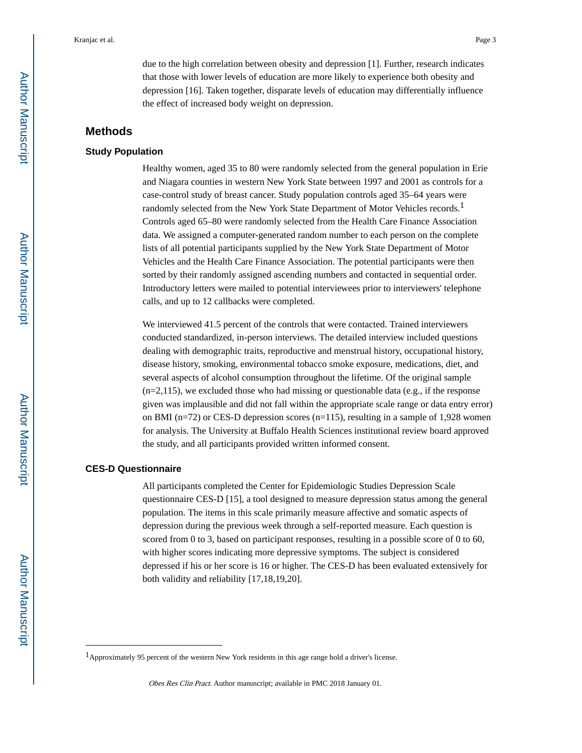due to the high correlation between obesity and depression [1]. Further, research indicates that those with lower levels of education are more likely to experience both obesity and depression [16]. Taken together, disparate levels of education may differentially influence the effect of increased body weight on depression.

## Methods

### Study Population

Healthy women, aged 35 to 80 were randomly selected from the general population in Erie and Niagara counties in western New York State between 1997 and 2001 as controls for a case-control study of breast cancer. Study population controls aged 35–64 years were randomly selected from the New York State Department of Motor Vehicles records.[1] Controls aged 65–80 were randomly selected from the Health Care Finance Association data. We assigned a computer-generated random number to each person on the complete lists of all potential participants supplied by the New York State Department of Motor Vehicles and the Health Care Finance Association. The potential participants were then sorted by their randomly assigned ascending numbers and contacted in sequential order. Introductory letters were mailed to potential interviewees prior to interviewers' telephone calls, and up to 12 callbacks were completed.

We interviewed 41.5 percent of the controls that were contacted. Trained interviewers conducted standardized, in-person interviews. The detailed interview included questions dealing with demographic traits, reproductive and menstrual history, occupational history, disease history, smoking, environmental tobacco smoke exposure, medications, diet, and several aspects of alcohol consumption throughout the lifetime. Of the original sample (n=2,115), we excluded those who had missing or questionable data (e.g., if the response given was implausible and did not fall within the appropriate scale range or data entry error) on BMI (n=72) or CES-D depression scores (n=115), resulting in a sample of 1,928 women for analysis. The University at Buffalo Health Sciences institutional review board approved the study, and all participants provided written informed consent.

### CES-D Questionnaire

All participants completed the Center for Epidemiologic Studies Depression Scale questionnaire CES-D [15], a tool designed to measure depression status among the general population. The items in this scale primarily measure affective and somatic aspects of depression during the previous week through a self-reported measure. Each question is scored from 0 to 3, based on participant responses, resulting in a possible score of 0 to 60, with higher scores indicating more depressive symptoms. The subject is considered depressed if his or her score is 16 or higher. The CES-D has been evaluated extensively for both validity and reliability [17,18,19,20].

---

[1] Approximately 95 percent of the western New York residents in this age range hold a driver's license.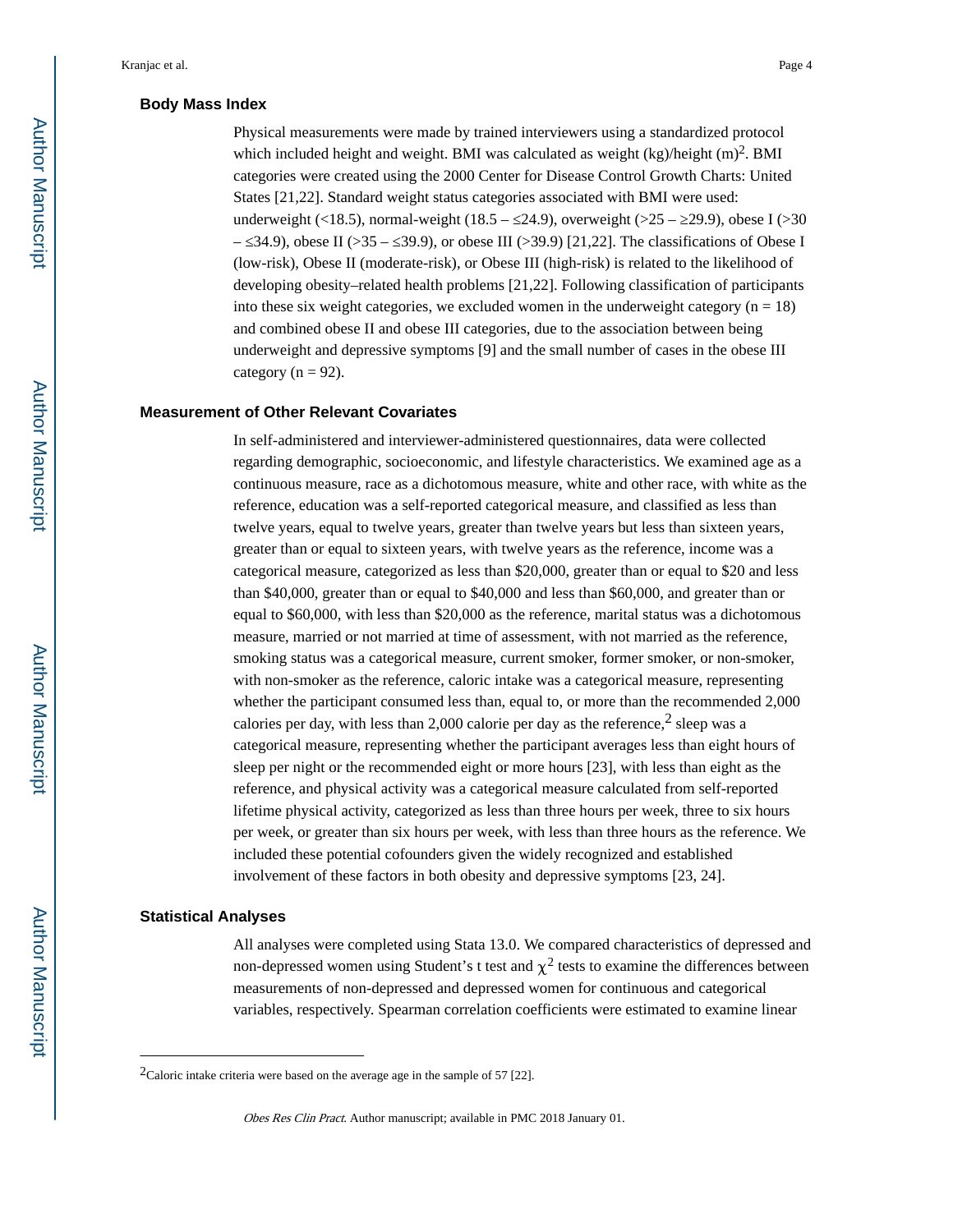### Body Mass Index

Physical measurements were made by trained interviewers using a standardized protocol which included height and weight. BMI was calculated as weight (kg)/height $(m)^2$. BMI categories were created using the 2000 Center for Disease Control Growth Charts: United States [21,22]. Standard weight status categories associated with BMI were used: underweight (<18.5), normal-weight (18.5 – ≤24.9), overweight (>25 – ≥29.9), obese I (>30 – ≤34.9), obese II (>35 – ≤39.9), or obese III (>39.9) [21,22]. The classifications of Obese I (low-risk), Obese II (moderate-risk), or Obese III (high-risk) is related to the likelihood of developing obesity–related health problems [21,22]. Following classification of participants into these six weight categories, we excluded women in the underweight category (n = 18) and combined obese II and obese III categories, due to the association between being underweight and depressive symptoms [9] and the small number of cases in the obese III category (n = 92).

### Measurement of Other Relevant Covariates

In self-administered and interviewer-administered questionnaires, data were collected regarding demographic, socioeconomic, and lifestyle characteristics. We examined age as a continuous measure, race as a dichotomous measure, white and other race, with white as the reference, education was a self-reported categorical measure, and classified as less than twelve years, equal to twelve years, greater than twelve years but less than sixteen years, greater than or equal to sixteen years, with twelve years as the reference, income was a categorical measure, categorized as less than $20,000, greater than or equal to $20 and less than $40,000, greater than or equal to $40,000 and less than $60,000, and greater than or equal to $60,000, with less than $20,000 as the reference, marital status was a dichotomous measure, married or not married at time of assessment, with not married as the reference, smoking status was a categorical measure, current smoker, former smoker, or non-smoker, with non-smoker as the reference, caloric intake was a categorical measure, representing whether the participant consumed less than, equal to, or more than the recommended 2,000 calories per day, with less than 2,000 calorie per day as the reference,[2] sleep was a categorical measure, representing whether the participant averages less than eight hours of sleep per night or the recommended eight or more hours [23], with less than eight as the reference, and physical activity was a categorical measure calculated from self-reported lifetime physical activity, categorized as less than three hours per week, three to six hours per week, or greater than six hours per week, with less than three hours as the reference. We included these potential cofounders given the widely recognized and established involvement of these factors in both obesity and depressive symptoms [23, 24].

### Statistical Analyses

All analyses were completed using Stata 13.0. We compared characteristics of depressed and non-depressed women using Student's t test and $\chi^2$ tests to examine the differences between measurements of non-depressed and depressed women for continuous and categorical variables, respectively. Spearman correlation coefficients were estimated to examine linear

---

[2]Caloric intake criteria were based on the average age in the sample of 57 [22].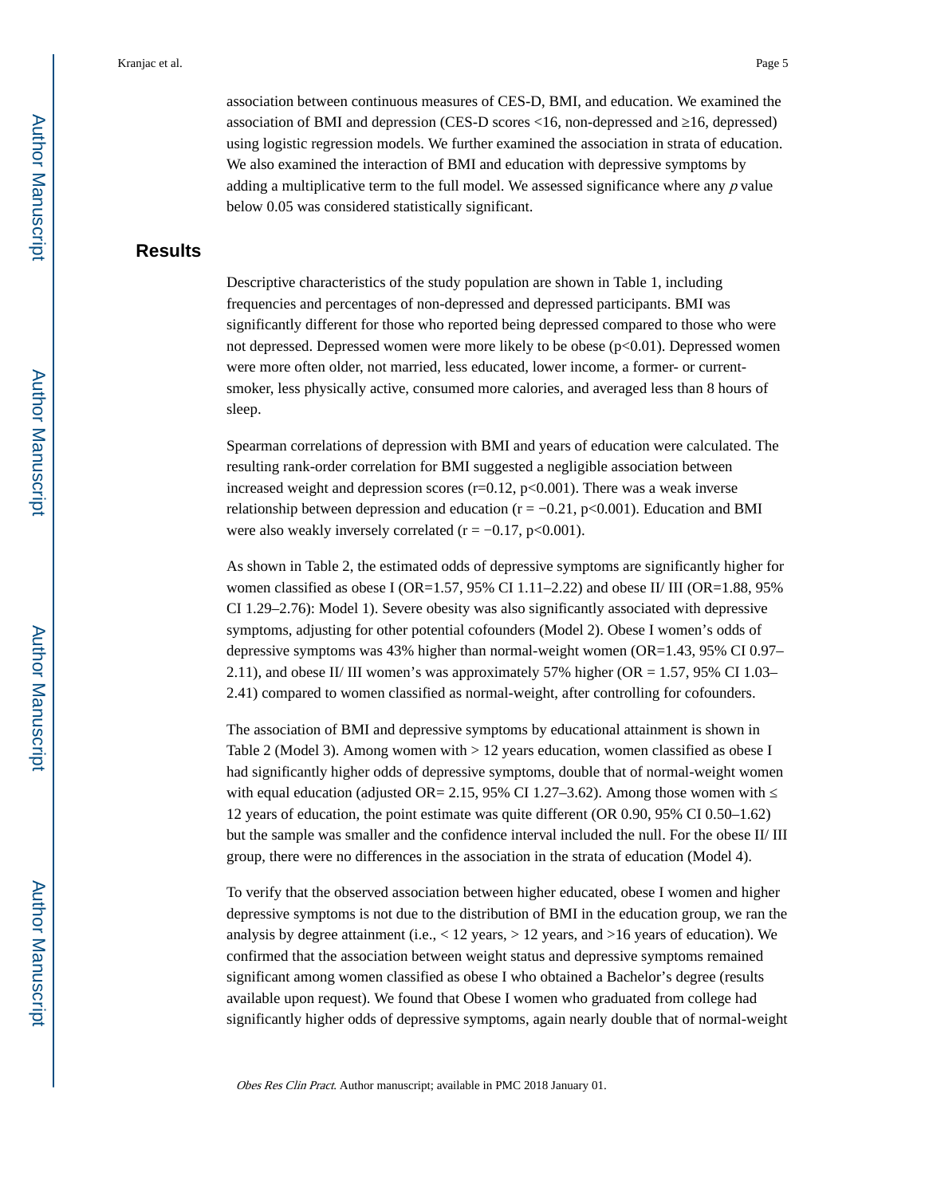association between continuous measures of CES-D, BMI, and education. We examined the association of BMI and depression (CES-D scores <16, non-depressed and ≥16, depressed) using logistic regression models. We further examined the association in strata of education. We also examined the interaction of BMI and education with depressive symptoms by adding a multiplicative term to the full model. We assessed significance where any *p* value below 0.05 was considered statistically significant.

## Results

Descriptive characteristics of the study population are shown in Table 1, including frequencies and percentages of non-depressed and depressed participants. BMI was significantly different for those who reported being depressed compared to those who were not depressed. Depressed women were more likely to be obese ($p<0.01$). Depressed women were more often older, not married, less educated, lower income, a former- or current-smoker, less physically active, consumed more calories, and averaged less than 8 hours of sleep.

Spearman correlations of depression with BMI and years of education were calculated. The resulting rank-order correlation for BMI suggested a negligible association between increased weight and depression scores ($r=0.12$, $p<0.001$). There was a weak inverse relationship between depression and education ($r = −0.21$, $p<0.001$). Education and BMI were also weakly inversely correlated ($r = −0.17$, $p<0.001$).

As shown in Table 2, the estimated odds of depressive symptoms are significantly higher for women classified as obese I (OR=1.57, 95% CI 1.11–2.22) and obese II/ III (OR=1.88, 95% CI 1.29–2.76): Model 1). Severe obesity was also significantly associated with depressive symptoms, adjusting for other potential cofounders (Model 2). Obese I women's odds of depressive symptoms was 43% higher than normal-weight women (OR=1.43, 95% CI 0.97–2.11), and obese II/ III women's was approximately 57% higher (OR = 1.57, 95% CI 1.03–2.41) compared to women classified as normal-weight, after controlling for cofounders.

The association of BMI and depressive symptoms by educational attainment is shown in Table 2 (Model 3). Among women with > 12 years education, women classified as obese I had significantly higher odds of depressive symptoms, double that of normal-weight women with equal education (adjusted OR= 2.15, 95% CI 1.27–3.62). Among those women with ≤ 12 years of education, the point estimate was quite different (OR 0.90, 95% CI 0.50–1.62) but the sample was smaller and the confidence interval included the null. For the obese II/ III group, there were no differences in the association in the strata of education (Model 4).

To verify that the observed association between higher educated, obese I women and higher depressive symptoms is not due to the distribution of BMI in the education group, we ran the analysis by degree attainment (i.e., < 12 years, > 12 years, and >16 years of education). We confirmed that the association between weight status and depressive symptoms remained significant among women classified as obese I who obtained a Bachelor's degree (results available upon request). We found that Obese I women who graduated from college had significantly higher odds of depressive symptoms, again nearly double that of normal-weight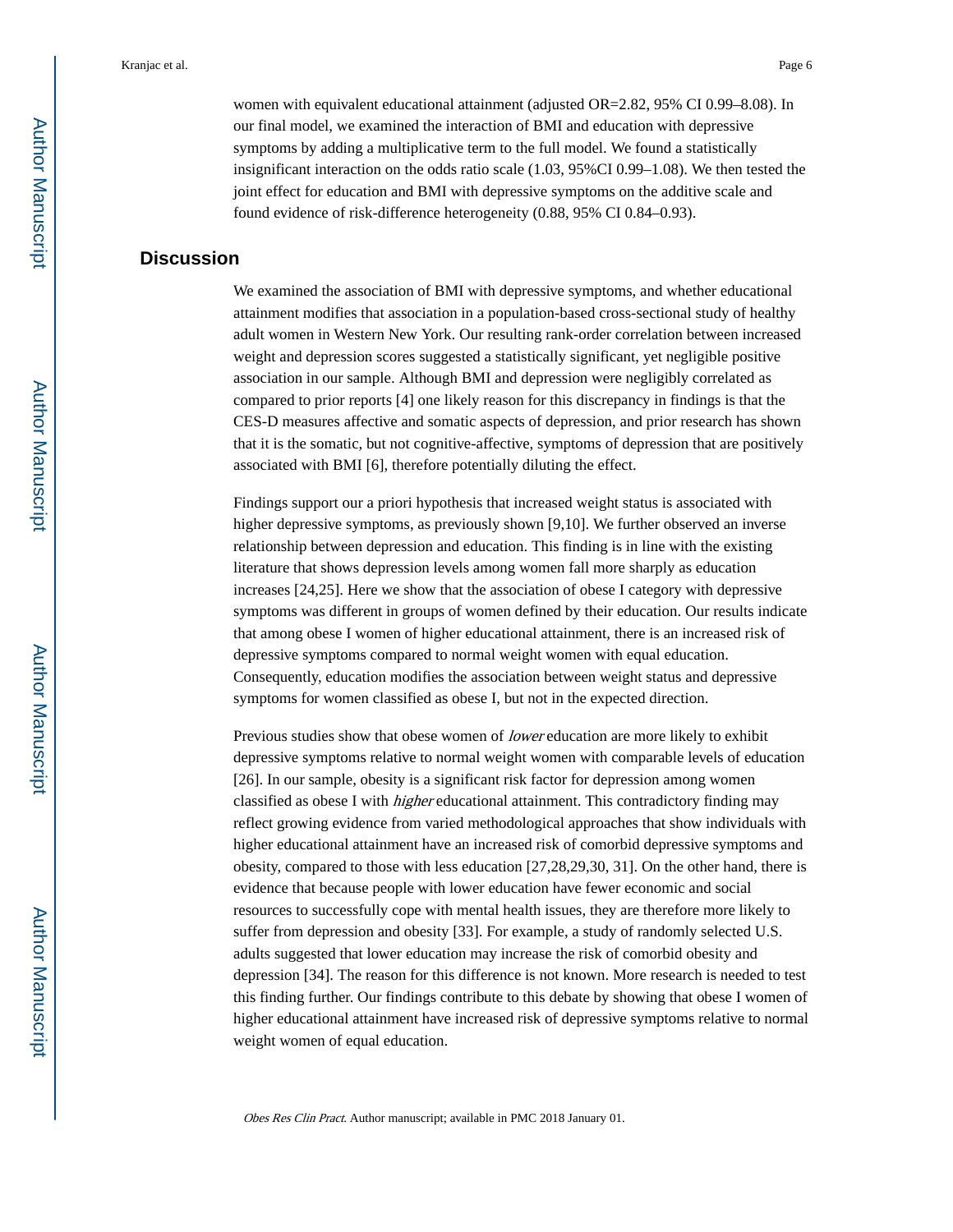women with equivalent educational attainment (adjusted OR=2.82, 95% CI 0.99–8.08). In our final model, we examined the interaction of BMI and education with depressive symptoms by adding a multiplicative term to the full model. We found a statistically insignificant interaction on the odds ratio scale (1.03, 95%CI 0.99–1.08). We then tested the joint effect for education and BMI with depressive symptoms on the additive scale and found evidence of risk-difference heterogeneity (0.88, 95% CI 0.84–0.93).

## Discussion

We examined the association of BMI with depressive symptoms, and whether educational attainment modifies that association in a population-based cross-sectional study of healthy adult women in Western New York. Our resulting rank-order correlation between increased weight and depression scores suggested a statistically significant, yet negligible positive association in our sample. Although BMI and depression were negligibly correlated as compared to prior reports [4] one likely reason for this discrepancy in findings is that the CES-D measures affective and somatic aspects of depression, and prior research has shown that it is the somatic, but not cognitive-affective, symptoms of depression that are positively associated with BMI [6], therefore potentially diluting the effect.

Findings support our a priori hypothesis that increased weight status is associated with higher depressive symptoms, as previously shown [9,10]. We further observed an inverse relationship between depression and education. This finding is in line with the existing literature that shows depression levels among women fall more sharply as education increases [24,25]. Here we show that the association of obese I category with depressive symptoms was different in groups of women defined by their education. Our results indicate that among obese I women of higher educational attainment, there is an increased risk of depressive symptoms compared to normal weight women with equal education. Consequently, education modifies the association between weight status and depressive symptoms for women classified as obese I, but not in the expected direction.

Previous studies show that obese women of *lower* education are more likely to exhibit depressive symptoms relative to normal weight women with comparable levels of education [26]. In our sample, obesity is a significant risk factor for depression among women classified as obese I with *higher* educational attainment. This contradictory finding may reflect growing evidence from varied methodological approaches that show individuals with higher educational attainment have an increased risk of comorbid depressive symptoms and obesity, compared to those with less education [27,28,29,30, 31]. On the other hand, there is evidence that because people with lower education have fewer economic and social resources to successfully cope with mental health issues, they are therefore more likely to suffer from depression and obesity [33]. For example, a study of randomly selected U.S. adults suggested that lower education may increase the risk of comorbid obesity and depression [34]. The reason for this difference is not known. More research is needed to test this finding further. Our findings contribute to this debate by showing that obese I women of higher educational attainment have increased risk of depressive symptoms relative to normal weight women of equal education.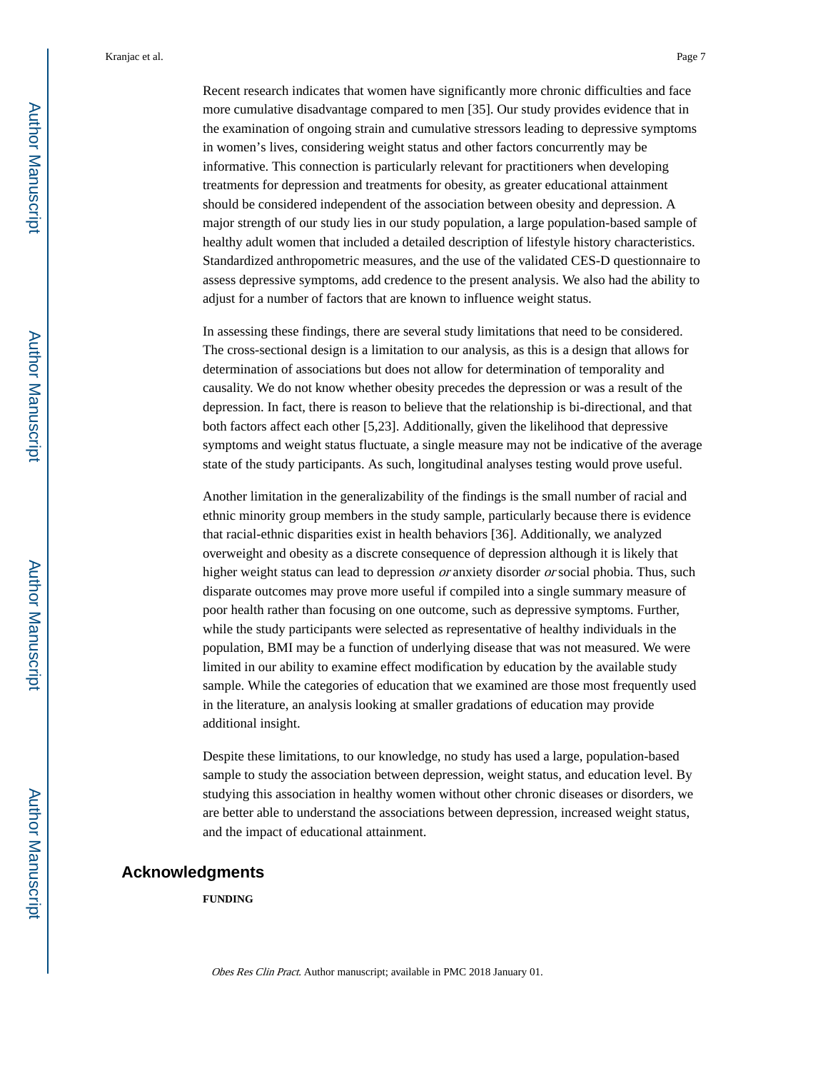Recent research indicates that women have significantly more chronic difficulties and face more cumulative disadvantage compared to men [35]. Our study provides evidence that in the examination of ongoing strain and cumulative stressors leading to depressive symptoms in women's lives, considering weight status and other factors concurrently may be informative. This connection is particularly relevant for practitioners when developing treatments for depression and treatments for obesity, as greater educational attainment should be considered independent of the association between obesity and depression. A major strength of our study lies in our study population, a large population-based sample of healthy adult women that included a detailed description of lifestyle history characteristics. Standardized anthropometric measures, and the use of the validated CES-D questionnaire to assess depressive symptoms, add credence to the present analysis. We also had the ability to adjust for a number of factors that are known to influence weight status.

In assessing these findings, there are several study limitations that need to be considered. The cross-sectional design is a limitation to our analysis, as this is a design that allows for determination of associations but does not allow for determination of temporality and causality. We do not know whether obesity precedes the depression or was a result of the depression. In fact, there is reason to believe that the relationship is bi-directional, and that both factors affect each other [5,23]. Additionally, given the likelihood that depressive symptoms and weight status fluctuate, a single measure may not be indicative of the average state of the study participants. As such, longitudinal analyses testing would prove useful.

Another limitation in the generalizability of the findings is the small number of racial and ethnic minority group members in the study sample, particularly because there is evidence that racial-ethnic disparities exist in health behaviors [36]. Additionally, we analyzed overweight and obesity as a discrete consequence of depression although it is likely that higher weight status can lead to depression *or* anxiety disorder *or* social phobia. Thus, such disparate outcomes may prove more useful if compiled into a single summary measure of poor health rather than focusing on one outcome, such as depressive symptoms. Further, while the study participants were selected as representative of healthy individuals in the population, BMI may be a function of underlying disease that was not measured. We were limited in our ability to examine effect modification by education by the available study sample. While the categories of education that we examined are those most frequently used in the literature, an analysis looking at smaller gradations of education may provide additional insight.

Despite these limitations, to our knowledge, no study has used a large, population-based sample to study the association between depression, weight status, and education level. By studying this association in healthy women without other chronic diseases or disorders, we are better able to understand the associations between depression, increased weight status, and the impact of educational attainment.

## Acknowledgments

**FUNDING**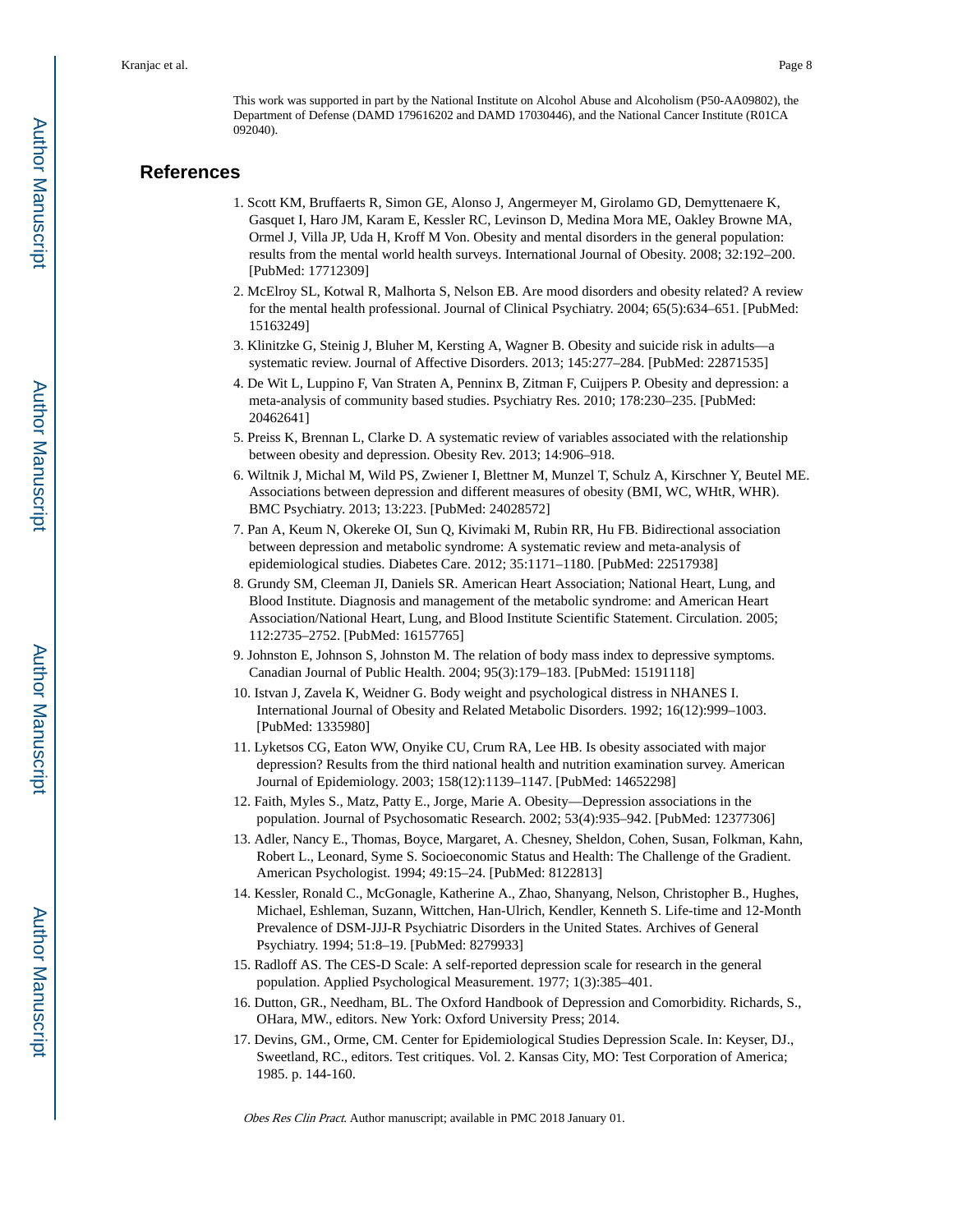This work was supported in part by the National Institute on Alcohol Abuse and Alcoholism (P50-AA09802), the Department of Defense (DAMD 179616202 and DAMD 17030446), and the National Cancer Institute (R01CA 092040).

## References

1. Scott KM, Bruffaerts R, Simon GE, Alonso J, Angermeyer M, Girolamo GD, Demyttenaere K, Gasquet I, Haro JM, Karam E, Kessler RC, Levinson D, Medina Mora ME, Oakley Browne MA, Ormel J, Villa JP, Uda H, Kroff M Von. Obesity and mental disorders in the general population: results from the mental world health surveys. International Journal of Obesity. 2008; 32:192–200. [PubMed: 17712309]
2. McElroy SL, Kotwal R, Malhorta S, Nelson EB. Are mood disorders and obesity related? A review for the mental health professional. Journal of Clinical Psychiatry. 2004; 65(5):634–651. [PubMed: 15163249]
3. Klinitzke G, Steinig J, Bluher M, Kersting A, Wagner B. Obesity and suicide risk in adults—a systematic review. Journal of Affective Disorders. 2013; 145:277–284. [PubMed: 22871535]
4. De Wit L, Luppino F, Van Straten A, Penninx B, Zitman F, Cuijpers P. Obesity and depression: a meta-analysis of community based studies. Psychiatry Res. 2010; 178:230–235. [PubMed: 20462641]
5. Preiss K, Brennan L, Clarke D. A systematic review of variables associated with the relationship between obesity and depression. Obesity Rev. 2013; 14:906–918.
6. Wiltnik J, Michal M, Wild PS, Zwiener I, Blettner M, Munzel T, Schulz A, Kirschner Y, Beutel ME. Associations between depression and different measures of obesity (BMI, WC, WHtR, WHR). BMC Psychiatry. 2013; 13:223. [PubMed: 24028572]
7. Pan A, Keum N, Okereke OI, Sun Q, Kivimaki M, Rubin RR, Hu FB. Bidirectional association between depression and metabolic syndrome: A systematic review and meta-analysis of epidemiological studies. Diabetes Care. 2012; 35:1171–1180. [PubMed: 22517938]
8. Grundy SM, Cleeman JI, Daniels SR. American Heart Association; National Heart, Lung, and Blood Institute. Diagnosis and management of the metabolic syndrome: and American Heart Association/National Heart, Lung, and Blood Institute Scientific Statement. Circulation. 2005; 112:2735–2752. [PubMed: 16157765]
9. Johnston E, Johnson S, Johnston M. The relation of body mass index to depressive symptoms. Canadian Journal of Public Health. 2004; 95(3):179–183. [PubMed: 15191118]
10. Istvan J, Zavela K, Weidner G. Body weight and psychological distress in NHANES I. International Journal of Obesity and Related Metabolic Disorders. 1992; 16(12):999–1003. [PubMed: 1335980]
11. Lyketsos CG, Eaton WW, Onyike CU, Crum RA, Lee HB. Is obesity associated with major depression? Results from the third national health and nutrition examination survey. American Journal of Epidemiology. 2003; 158(12):1139–1147. [PubMed: 14652298]
12. Faith, Myles S., Matz, Patty E., Jorge, Marie A. Obesity—Depression associations in the population. Journal of Psychosomatic Research. 2002; 53(4):935–942. [PubMed: 12377306]
13. Adler, Nancy E., Thomas, Boyce, Margaret, A. Chesney, Sheldon, Cohen, Susan, Folkman, Kahn, Robert L., Leonard, Syme S. Socioeconomic Status and Health: The Challenge of the Gradient. American Psychologist. 1994; 49:15–24. [PubMed: 8122813]
14. Kessler, Ronald C., McGonagle, Katherine A., Zhao, Shanyang, Nelson, Christopher B., Hughes, Michael, Eshleman, Suzann, Wittchen, Han-Ulrich, Kendler, Kenneth S. Life-time and 12-Month Prevalence of DSM-JJJ-R Psychiatric Disorders in the United States. Archives of General Psychiatry. 1994; 51:8–19. [PubMed: 8279933]
15. Radloff AS. The CES-D Scale: A self-reported depression scale for research in the general population. Applied Psychological Measurement. 1977; 1(3):385–401.
16. Dutton, GR., Needham, BL. The Oxford Handbook of Depression and Comorbidity. Richards, S., OHara, MW., editors. New York: Oxford University Press; 2014.
17. Devins, GM., Orme, CM. Center for Epidemiological Studies Depression Scale. In: Keyser, DJ., Sweetland, RC., editors. Test critiques. Vol. 2. Kansas City, MO: Test Corporation of America; 1985. p. 144-160.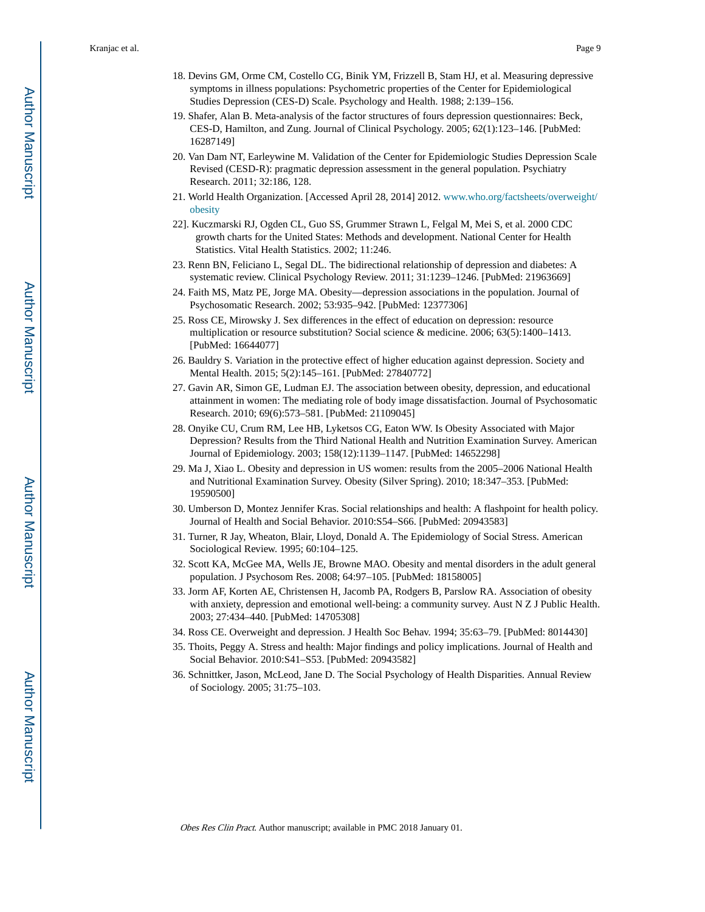18. Devins GM, Orme CM, Costello CG, Binik YM, Frizzell B, Stam HJ, et al. Measuring depressive symptoms in illness populations: Psychometric properties of the Center for Epidemiological Studies Depression (CES-D) Scale. Psychology and Health. 1988; 2:139–156.
19. Shafer, Alan B. Meta-analysis of the factor structures of fours depression questionnaires: Beck, CES-D, Hamilton, and Zung. Journal of Clinical Psychology. 2005; 62(1):123–146. [PubMed: 16287149]
20. Van Dam NT, Earleywine M. Validation of the Center for Epidemiologic Studies Depression Scale Revised (CESD-R): pragmatic depression assessment in the general population. Psychiatry Research. 2011; 32:186, 128.
21. World Health Organization. [Accessed April 28, 2014] 2012. www.who.org/factsheets/overweight/obesity
22]. Kuczmarski RJ, Ogden CL, Guo SS, Grummer Strawn L, Felgal M, Mei S, et al. 2000 CDC growth charts for the United States: Methods and development. National Center for Health Statistics. Vital Health Statistics. 2002; 11:246.
23. Renn BN, Feliciano L, Segal DL. The bidirectional relationship of depression and diabetes: A systematic review. Clinical Psychology Review. 2011; 31:1239–1246. [PubMed: 21963669]
24. Faith MS, Matz PE, Jorge MA. Obesity—depression associations in the population. Journal of Psychosomatic Research. 2002; 53:935–942. [PubMed: 12377306]
25. Ross CE, Mirowsky J. Sex differences in the effect of education on depression: resource multiplication or resource substitution? Social science & medicine. 2006; 63(5):1400–1413. [PubMed: 16644077]
26. Bauldry S. Variation in the protective effect of higher education against depression. Society and Mental Health. 2015; 5(2):145–161. [PubMed: 27840772]
27. Gavin AR, Simon GE, Ludman EJ. The association between obesity, depression, and educational attainment in women: The mediating role of body image dissatisfaction. Journal of Psychosomatic Research. 2010; 69(6):573–581. [PubMed: 21109045]
28. Onyike CU, Crum RM, Lee HB, Lyketsos CG, Eaton WW. Is Obesity Associated with Major Depression? Results from the Third National Health and Nutrition Examination Survey. American Journal of Epidemiology. 2003; 158(12):1139–1147. [PubMed: 14652298]
29. Ma J, Xiao L. Obesity and depression in US women: results from the 2005–2006 National Health and Nutritional Examination Survey. Obesity (Silver Spring). 2010; 18:347–353. [PubMed: 19590500]
30. Umberson D, Montez Jennifer Kras. Social relationships and health: A flashpoint for health policy. Journal of Health and Social Behavior. 2010:S54–S66. [PubMed: 20943583]
31. Turner, R Jay, Wheaton, Blair, Lloyd, Donald A. The Epidemiology of Social Stress. American Sociological Review. 1995; 60:104–125.
32. Scott KA, McGee MA, Wells JE, Browne MAO. Obesity and mental disorders in the adult general population. J Psychosom Res. 2008; 64:97–105. [PubMed: 18158005]
33. Jorm AF, Korten AE, Christensen H, Jacomb PA, Rodgers B, Parslow RA. Association of obesity with anxiety, depression and emotional well-being: a community survey. Aust N Z J Public Health. 2003; 27:434–440. [PubMed: 14705308]
34. Ross CE. Overweight and depression. J Health Soc Behav. 1994; 35:63–79. [PubMed: 8014430]
35. Thoits, Peggy A. Stress and health: Major findings and policy implications. Journal of Health and Social Behavior. 2010:S41–S53. [PubMed: 20943582]
36. Schnittker, Jason, McLeod, Jane D. The Social Psychology of Health Disparities. Annual Review of Sociology. 2005; 31:75–103.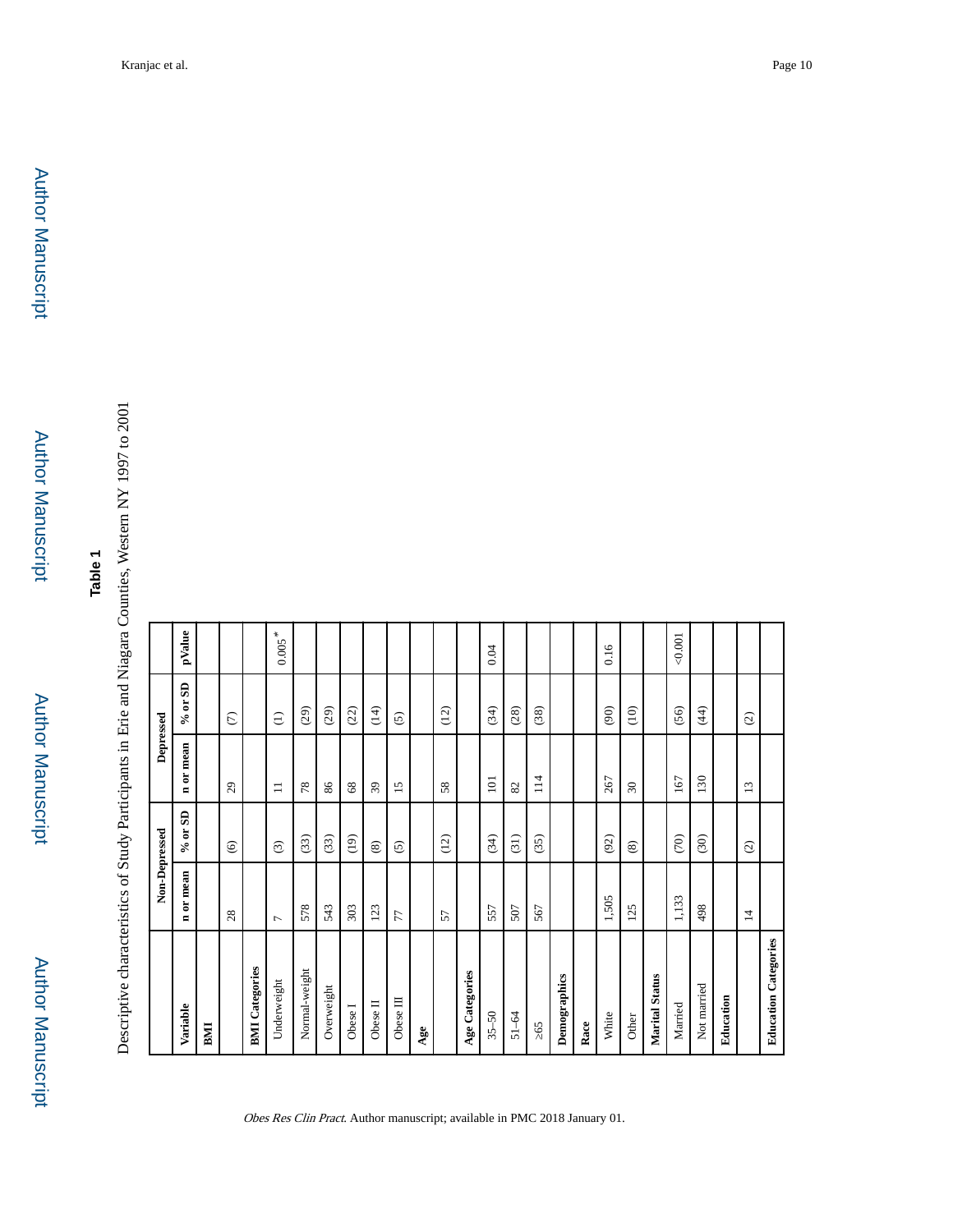## Table 1

Descriptive characteristics of Study Participants in Erie and Niagara Counties, Western NY 1997 to 2001

| | Non-Depressed | | Depressed | | |
|---|---|---|---|---|---|
| **Variable** | **n or mean** | **% or SD** | **n or mean** | **% or SD** | **pValue** |
| **BMI** | | | | | |
| | 28 | (6) | 29 | (7) | |
| **BMI Categories** | | | | | |
| Underweight | 7 | (3) | 11 | (1) | 0.005* |
| Normal-weight | 578 | (33) | 78 | (29) | |
| Overweight | 543 | (33) | 86 | (29) | |
| Obese I | 303 | (19) | 68 | (22) | |
| Obese II | 123 | (8) | 39 | (14) | |
| Obese III | 77 | (5) | 15 | (5) | |
| **Age** | | | | | |
| | 57 | (12) | 58 | (12) | |
| **Age Categories** | | | | | |
| 35–50 | 557 | (34) | 101 | (34) | 0.04 |
| 51–64 | 507 | (31) | 82 | (28) | |
| ≥65 | 567 | (35) | 114 | (38) | |
| **Demographics** | | | | | |
| **Race** | | | | | |
| White | 1,505 | (92) | 267 | (90) | 0.16 |
| Other | 125 | (8) | 30 | (10) | |
| **Marital Status** | | | | | |
| Married | 1,133 | (70) | 167 | (56) | <0.001 |
| Not married | 498 | (30) | 130 | (44) | |
| **Education** | | | | | |
| | 14 | (2) | 13 | (2) | |
| **Education Categories** | | | | | |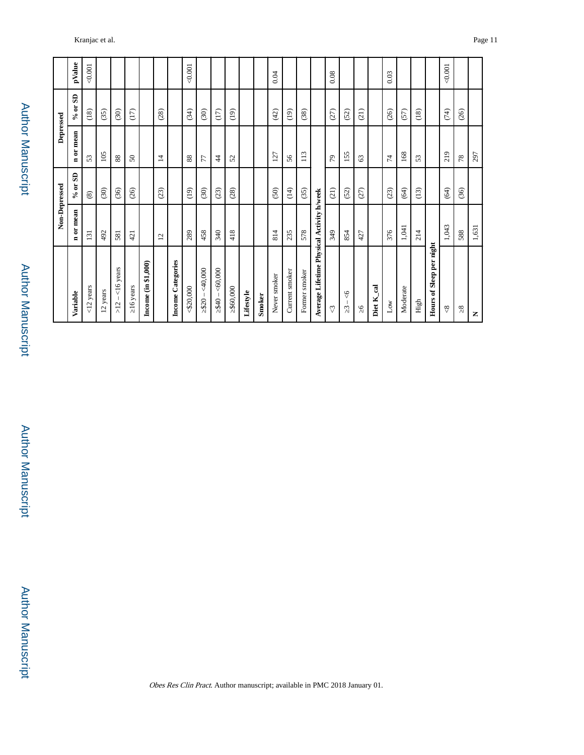| Variable | Non-Depressed | | Depressed | | pValue |
|---|---|---|---|---|---|
| | n or mean | % or SD | n or mean | % or SD | |
| <12 years | 131 | (8) | 53 | (18) | <0.001 |
| 12 years | 492 | (30) | 105 | (35) | |
| >12 – <16 years | 581 | (36) | 88 | (30) | |
| ≥16 years | 421 | (26) | 50 | (17) | |
| **Income (in $1,000)** | | | | | |
| | 12 | (23) | 14 | (28) | |
| **Income Categories** | | | | | |
| <$20,000 | 289 | (19) | 88 | (34) | <0.001 |
| ≥$20 – <40,000 | 458 | (30) | 77 | (30) | |
| ≥$40 – <60,000 | 340 | (23) | 44 | (17) | |
| ≥$60,000 | 418 | (28) | 52 | (19) | |
| **Lifestyle** | | | | | |
| **Smoker** | | | | | |
| Never smoker | 814 | (50) | 127 | (42) | 0.04 |
| Current smoker | 235 | (14) | 56 | (19) | |
| Former smoker | 578 | (35) | 113 | (38) | |
| **Average Lifetime Physical Activity h/week** | | | | | |
| <3 | 349 | (21) | 79 | (27) | 0.08 |
| ≥3 – <6 | 854 | (52) | 155 | (52) | |
| ≥6 | 427 | (27) | 63 | (21) | |
| **Diet K_cal** | | | | | |
| Low | 376 | (23) | 74 | (26) | 0.03 |
| Moderate | 1,041 | (64) | 168 | (57) | |
| High | 214 | (13) | 53 | (18) | |
| **Hours of Sleep per night** | | | | | |
| <8 | 1,043 | (64) | 219 | (74) | <0.001 |
| ≥8 | 588 | (36) | 78 | (26) | |
| **N** | 1,631 | | 297 | | |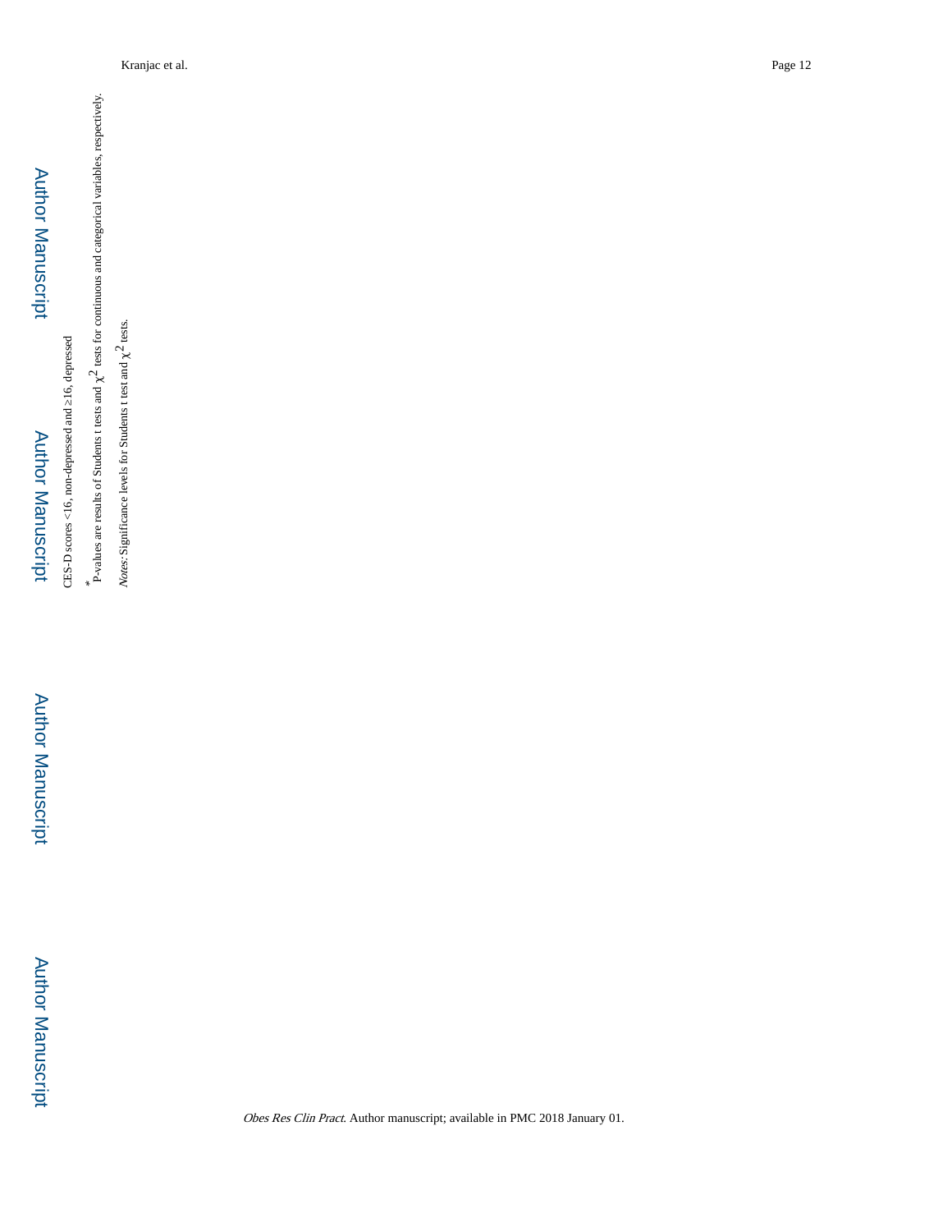CES-D scores <16, non-depressed and ≥16, depressed

*P-values are results of Students t tests and $\chi^2$ tests for continuous and categorical variables, respectively.

*Notes:* Significance levels for Students t test and $\chi^2$ tests.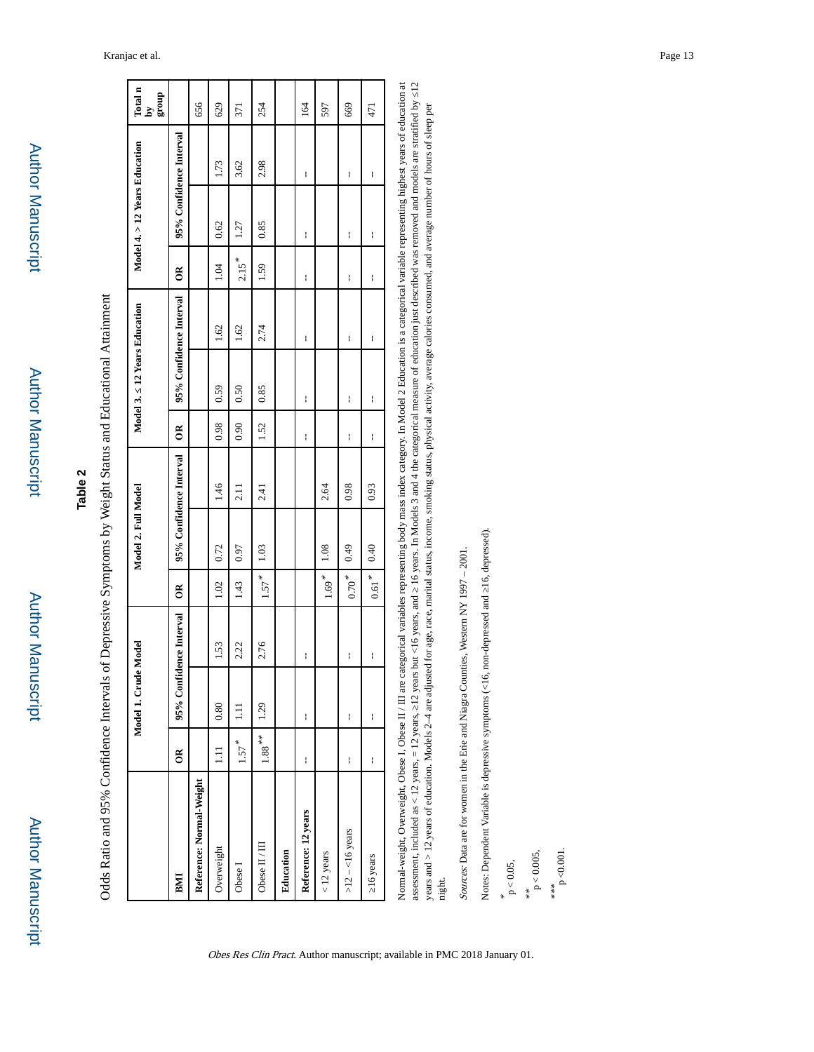**Table 2**

Odds Ratio and 95% Confidence Intervals of Depressive Symptoms by Weight Status and Educational Attainment

| | Model 1. Crude Model | | | Model 2. Full Model | | | Model 3. ≤ 12 Years Education | | | Model 4. > 12 Years Education | | | Total n by group |
|---|---|---|---|---|---|---|---|---|---|---|---|---|---|
| **BMI** | **OR** | **95% Confidence Interval** | | **OR** | **95% Confidence Interval** | | **OR** | **95% Confidence Interval** | | **OR** | **95% Confidence Interval** | | |
| **Reference: Normal-Weight** | | | | | | | | | | | | | 656 |
| Overweight | 1.11 | 0.80 | 1.53 | 1.02 | 0.72 | 1.46 | 0.98 | 0.59 | 1.62 | 1.04 | 0.62 | 1.73 | 629 |
| Obese I | 1.57 * | 1.11 | 2.22 | 1.43 | 0.97 | 2.11 | 0.90 | 0.50 | 1.62 | 2.15 * | 1.27 | 3.62 | 371 |
| Obese II / III | 1.88 ** | 1.29 | 2.76 | 1.57 * | 1.03 | 2.41 | 1.52 | 0.85 | 2.74 | 1.59 | 0.85 | 2.98 | 254 |
| **Education** | | | | | | | | | | | | | |
| **Reference: 12 years** | -- | -- | -- | | | | -- | -- | -- | -- | -- | -- | 164 |
| < 12 years | | | | 1.69 * | 1.08 | 2.64 | | | | | | | 597 |
| >12 – <16 years | -- | -- | -- | 0.70 * | 0.49 | 0.98 | -- | -- | -- | -- | -- | -- | 669 |
| ≥16 years | -- | -- | -- | 0.61 * | 0.40 | 0.93 | -- | -- | -- | -- | -- | -- | 471 |

Normal-weight, Overweight, Obese I, Obese II / III are categorical variables representing body mass index category. In Model 2 Education is a categorical variable representing highest years of education at assessment, included as < 12 years, = 12 years, ≥12 years but <16 years, and ≥ 16 years. In Models 3 and 4 the categorical measure of education just described was removed and models are stratified by ≤12 years and > 12 years of education. Models 2–4 are adjusted for age, race, marital status, income, smoking status, physical activity, average calories consumed, and average number of hours of sleep per night.

*Sources:* Data are for women in the Erie and Niagra Counties, Western NY 1997 – 2001.

Notes: Dependent Variable is depressive symptoms (<16, non-depressed and ≥16, depressed).

\* $p < 0.05$,

\*\* $p < 0.005$,

\*\*\* $p < 0.001$.